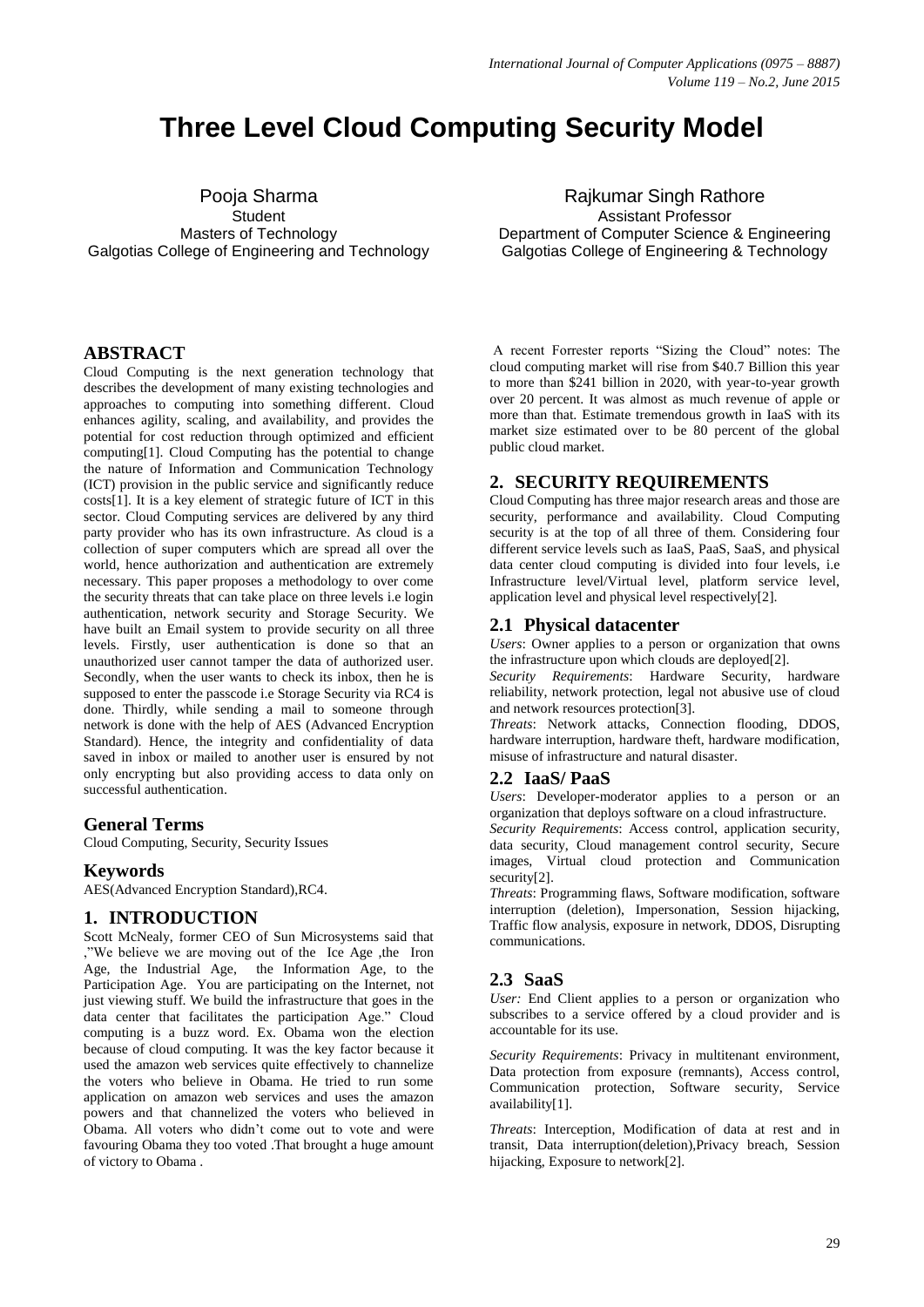# Three Level Cloud Computing Security Model

Pooja Sharma
Student
Masters of Technology
Galgotias College of Engineering and Technology

Rajkumar Singh Rathore
Assistant Professor
Department of Computer Science & Engineering
Galgotias College of Engineering & Technology

## ABSTRACT

Cloud Computing is the next generation technology that describes the development of many existing technologies and approaches to computing into something different. Cloud enhances agility, scaling, and availability, and provides the potential for cost reduction through optimized and efficient computing[1]. Cloud Computing has the potential to change the nature of Information and Communication Technology (ICT) provision in the public service and significantly reduce costs[1]. It is a key element of strategic future of ICT in this sector. Cloud Computing services are delivered by any third party provider who has its own infrastructure. As cloud is a collection of super computers which are spread all over the world, hence authorization and authentication are extremely necessary. This paper proposes a methodology to over come the security threats that can take place on three levels i.e login authentication, network security and Storage Security. We have built an Email system to provide security on all three levels. Firstly, user authentication is done so that an unauthorized user cannot tamper the data of authorized user. Secondly, when the user wants to check its inbox, then he is supposed to enter the passcode i.e Storage Security via RC4 is done. Thirdly, while sending a mail to someone through network is done with the help of AES (Advanced Encryption Standard). Hence, the integrity and confidentiality of data saved in inbox or mailed to another user is ensured by not only encrypting but also providing access to data only on successful authentication.

## General Terms

Cloud Computing, Security, Security Issues

## Keywords

AES(Advanced Encryption Standard),RC4.

## 1. INTRODUCTION

Scott McNealy, former CEO of Sun Microsystems said that ,"We believe we are moving out of the Ice Age ,the Iron Age, the Industrial Age, the Information Age, to the Participation Age. You are participating on the Internet, not just viewing stuff. We build the infrastructure that goes in the data center that facilitates the participation Age." Cloud computing is a buzz word. Ex. Obama won the election because of cloud computing. It was the key factor because it used the amazon web services quite effectively to channelize the voters who believe in Obama. He tried to run some application on amazon web services and uses the amazon powers and that channelized the voters who believed in Obama. All voters who didn't come out to vote and were favouring Obama they too voted .That brought a huge amount of victory to Obama .

A recent Forrester reports "Sizing the Cloud" notes: The cloud computing market will rise from $40.7 Billion this year to more than $241 billion in 2020, with year-to-year growth over 20 percent. It was almost as much revenue of apple or more than that. Estimate tremendous growth in IaaS with its market size estimated over to be 80 percent of the global public cloud market.

## 2. SECURITY REQUIREMENTS

Cloud Computing has three major research areas and those are security, performance and availability. Cloud Computing security is at the top of all three of them. Considering four different service levels such as IaaS, PaaS, SaaS, and physical data center cloud computing is divided into four levels, i.e Infrastructure level/Virtual level, platform service level, application level and physical level respectively[2].

### 2.1 Physical datacenter

*Users*: Owner applies to a person or organization that owns the infrastructure upon which clouds are deployed[2].

*Security Requirements*: Hardware Security, hardware reliability, network protection, legal not abusive use of cloud and network resources protection[3].

*Threats*: Network attacks, Connection flooding, DDOS, hardware interruption, hardware theft, hardware modification, misuse of infrastructure and natural disaster.

### 2.2 IaaS/ PaaS

*Users*: Developer-moderator applies to a person or an organization that deploys software on a cloud infrastructure.

*Security Requirements*: Access control, application security, data security, Cloud management control security, Secure images, Virtual cloud protection and Communication security[2].

*Threats*: Programming flaws, Software modification, software interruption (deletion), Impersonation, Session hijacking, Traffic flow analysis, exposure in network, DDOS, Disrupting communications.

### 2.3 SaaS

*User:* End Client applies to a person or organization who subscribes to a service offered by a cloud provider and is accountable for its use.

*Security Requirements*: Privacy in multitenant environment, Data protection from exposure (remnants), Access control, Communication protection, Software security, Service availability[1].

*Threats*: Interception, Modification of data at rest and in transit, Data interruption(deletion),Privacy breach, Session hijacking, Exposure to network[2].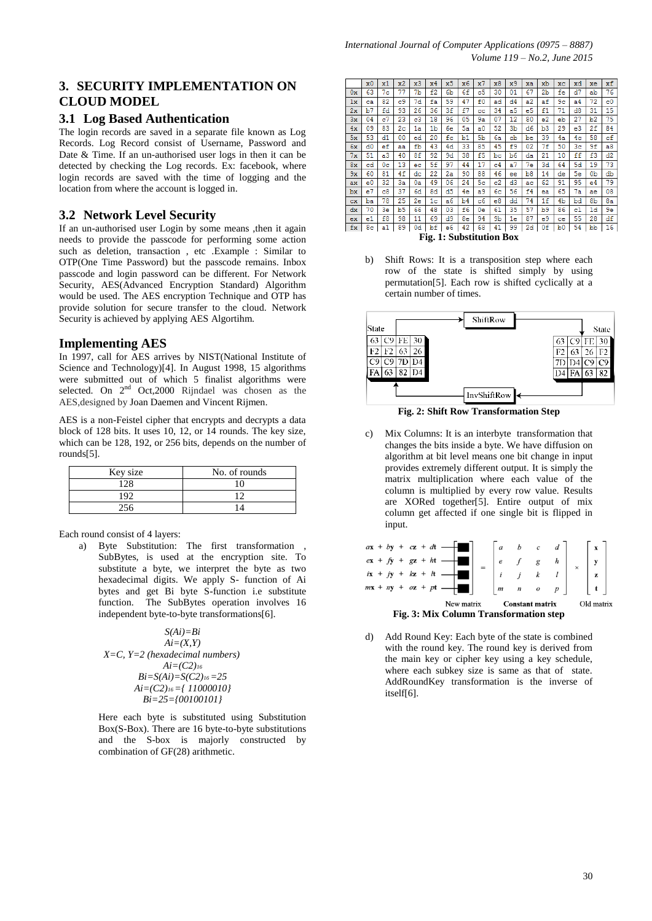## 3. SECURITY IMPLEMENTATION ON CLOUD MODEL

### 3.1 Log Based Authentication

The login records are saved in a separate file known as Log Records. Log Record consist of Username, Password and Date & Time. If an un-authorised user logs in then it can be detected by checking the Log records. Ex: facebook, where login records are saved with the time of logging and the location from where the account is logged in.

### 3.2 Network Level Security

If an un-authorised user Login by some means ,then it again needs to provide the passcode for performing some action such as deletion, transaction , etc .Example : Similar to OTP(One Time Password) but the passcode remains. Inbox passcode and login password can be different. For Network Security, AES(Advanced Encryption Standard) Algorithm would be used. The AES encryption Technique and OTP has provide solution for secure transfer to the cloud. Network Security is achieved by applying AES Algortihm.

## Implementing AES

In 1997, call for AES arrives by NIST(National Institute of Science and Technology)[4]. In August 1998, 15 algorithms were submitted out of which 5 finalist algorithms were selected. On 2[nd] Oct,2000 Rijndael was chosen as the AES,designed by Joan Daemen and Vincent Rijmen.

AES is a non-Feistel cipher that encrypts and decrypts a data block of 128 bits. It uses 10, 12, or 14 rounds. The key size, which can be 128, 192, or 256 bits, depends on the number of rounds[5].

| Key size | No. of rounds |
|---|---|
| 128 | 10 |
| 192 | 12 |
| 256 | 14 |

Each round consist of 4 layers:

a) Byte Substitution: The first transformation , SubBytes, is used at the encryption site. To substitute a byte, we interpret the byte as two hexadecimal digits. We apply S- function of Ai bytes and get Bi byte S-function i.e substitute function. The SubBytes operation involves 16 independent byte-to-byte transformations[6].

$$S(A_i)=B_i$$
$$A_i=(X,Y)$$
$$X=C,\ Y=2 \text{ (hexadecimal numbers)}$$
$$A_i=(C2)_{16}$$
$$B_i=S(A_i)=S(C2)_{16}=25$$
$$A_i=(C2)_{16}=\{11000010\}$$
$$B_i=25=\{00100101\}$$

Here each byte is substituted using Substitution Box(S-Box). There are 16 byte-to-byte substitutions and the S-box is majorly constructed by combination of GF(28) arithmetic.

| | x0 | x1 | x2 | x3 | x4 | x5 | x6 | x7 | x8 | x9 | xa | xb | xc | xd | xe | xf |
|---|---|---|---|---|---|---|---|---|---|---|---|---|---|---|---|---|
| 0x | 63 | 7c | 77 | 7b | f2 | 6b | 6f | c5 | 30 | 01 | 67 | 2b | fe | d7 | ab | 76 |
| 1x | ca | 82 | c9 | 7d | fa | 59 | 47 | f0 | ad | d4 | a2 | af | 9c | a4 | 72 | c0 |
| 2x | b7 | fd | 93 | 26 | 36 | 3f | f7 | cc | 34 | a5 | e5 | f1 | 71 | d8 | 31 | 15 |
| 3x | 04 | c7 | 23 | c3 | 18 | 96 | 05 | 9a | 07 | 12 | 80 | e2 | eb | 27 | b2 | 75 |
| 4x | 09 | 83 | 2c | 1a | 1b | 6e | 5a | a0 | 52 | 3b | d6 | b3 | 29 | e3 | 2f | 84 |
| 5x | 53 | d1 | 00 | ed | 20 | fc | b1 | 5b | 6a | cb | be | 39 | 4a | 4c | 58 | cf |
| 6x | d0 | ef | aa | fb | 43 | 4d | 33 | 85 | 45 | f9 | 02 | 7f | 50 | 3c | 9f | a8 |
| 7x | 51 | a3 | 40 | 8f | 92 | 9d | 38 | f5 | bc | b6 | da | 21 | 10 | ff | f3 | d2 |
| 8x | cd | 0c | 13 | ec | 5f | 97 | 44 | 17 | c4 | a7 | 7e | 3d | 64 | 5d | 19 | 73 |
| 9x | 60 | 81 | 4f | dc | 22 | 2a | 90 | 88 | 46 | ee | b8 | 14 | de | 5e | 0b | db |
| ax | e0 | 32 | 3a | 0a | 49 | 06 | 24 | 5c | c2 | d3 | ac | 62 | 91 | 95 | e4 | 79 |
| bx | e7 | c8 | 37 | 6d | 8d | d5 | 4e | a9 | 6c | 56 | f4 | ea | 65 | 7a | ae | 08 |
| cx | ba | 78 | 25 | 2e | 1c | a6 | b4 | c6 | e8 | dd | 74 | 1f | 4b | bd | 8b | 8a |
| dx | 70 | 3e | b5 | 66 | 48 | 03 | f6 | 0e | 61 | 35 | 57 | b9 | 86 | c1 | 1d | 9e |
| ex | e1 | f8 | 98 | 11 | 69 | d9 | 8e | 94 | 9b | 1e | 87 | e9 | ce | 55 | 28 | df |
| fx | 8c | a1 | 89 | 0d | bf | e6 | 42 | 68 | 41 | 99 | 2d | 0f | b0 | 54 | bb | 16 |

**Fig. 1: Substitution Box**

b) Shift Rows: It is a transposition step where each row of the state is shifted simply by using permutation[5]. Each row is shifted cyclically at a certain number of times.

State → ShiftRow → State; State ← InvShiftRow ← State

| 63 | C9 | FE | 30 |
|---|---|---|---|
| F2 | F2 | 63 | 26 |
| C9 | C9 | 7D | D4 |
| FA | 63 | 82 | D4 |

| 63 | C9 | FE | 30 |
|---|---|---|---|
| F2 | 63 | 26 | F2 |
| 7D | D4 | C9 | C9 |
| D4 | FA | 63 | 82 |

**Fig. 2: Shift Row Transformation Step**

c) Mix Columns: It is an interbyte transformation that changes the bits inside a byte. We have diffusion on algorithm at bit level means one bit change in input provides extremely different output. It is simply the matrix multiplication where each value of the column is multiplied by every row value. Results are XORed together[5]. Entire output of mix column get affected if one single bit is flipped in input.

$$\begin{bmatrix} ax+by+cz+dt \\ ex+fy+gz+ht \\ ix+jy+kz+lt \\ mx+ny+oz+pt \end{bmatrix} = \begin{bmatrix} a & b & c & d \\ e & f & g & h \\ i & j & k & l \\ m & n & o & p \end{bmatrix} \times \begin{bmatrix} x \\ y \\ z \\ t \end{bmatrix}$$

New matrix = Constant matrix × Old matrix

**Fig. 3: Mix Column Transformation step**

d) Add Round Key: Each byte of the state is combined with the round key. The round key is derived from the main key or cipher key using a key schedule, where each subkey size is same as that of state. AddRoundKey transformation is the inverse of itself[6].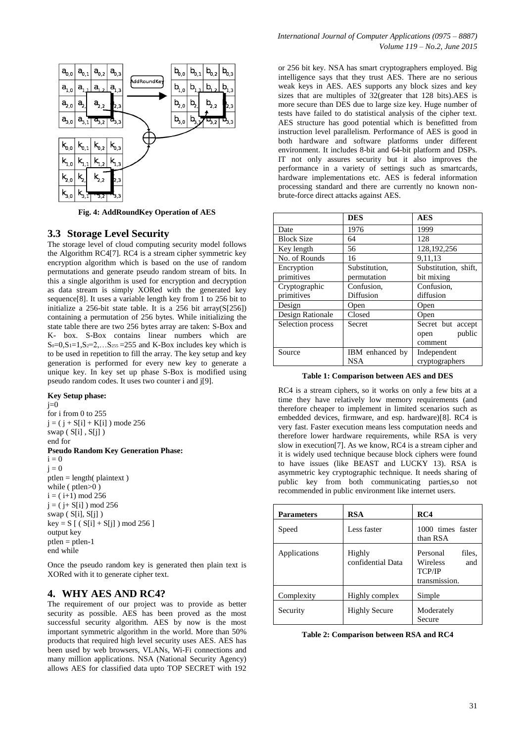Fig. 4: AddRoundKey Operation of AES

### 3.3 Storage Level Security

The storage level of cloud computing security model follows the Algorithm RC4[7]. RC4 is a stream cipher symmetric key encryption algorithm which is based on the use of random permutations and generate pseudo random stream of bits. In this a single algorithm is used for encryption and decryption as data stream is simply XORed with the generated key sequence[8]. It uses a variable length key from 1 to 256 bit to initialize a 256-bit state table. It is a 256 bit array(S[256]) containing a permutation of 256 bytes. While initializing the state table there are two 256 bytes array are taken: S-Box and K- box. S-Box contains linear numbers which are $S_0=0,S_1=1,S_2=2,\ldots S_{255}=255$ and K-Box includes key which is to be used in repetition to fill the array. The key setup and key generation is performed for every new key to generate a unique key. In key set up phase S-Box is modified using pseudo random codes. It uses two counter i and j[9].

**Key Setup phase:**

```
j=0
for i from 0 to 255
j = ( j + S[i] + K[i] ) mode 256
swap ( S[i] , S[j] )
end for
```

**Pseudo Random Key Generation Phase:**

```
i = 0
j = 0
ptlen = length( plaintext )
while ( ptlen>0 )
i = ( i+1) mod 256
j = ( j+ S[i] ) mod 256
swap ( S[i], S[j] )
key = S [ ( S[i] + S[j] ) mod 256 ]
output key
ptlen = ptlen-1
end while
```

Once the pseudo random key is generated then plain text is XORed with it to generate cipher text.

## 4. WHY AES AND RC4?

The requirement of our project was to provide as better security as possible. AES has been proved as the most successful security algorithm. AES by now is the most important symmetric algorithm in the world. More than 50% products that required high level security uses AES. AES has been used by web browsers, VLANs, Wi-Fi connections and many million applications. NSA (National Security Agency) allows AES for classified data upto TOP SECRET with 192 or 256 bit key. NSA has smart cryptographers employed. Big intelligence says that they trust AES. There are no serious weak keys in AES. AES supports any block sizes and key sizes that are multiples of 32(greater that 128 bits).AES is more secure than DES due to large size key. Huge number of tests have failed to do statistical analysis of the cipher text. AES structure has good potential which is benefitted from instruction level parallelism. Performance of AES is good in both hardware and software platforms under different environment. It includes 8-bit and 64-bit platform and DSPs. IT not only assures security but it also improves the performance in a variety of settings such as smartcards, hardware implementations etc. AES is federal information processing standard and there are currently no known non-brute-force direct attacks against AES.

| | DES | AES |
|---|---|---|
| Date | 1976 | 1999 |
| Block Size | 64 | 128 |
| Key length | 56 | 128,192,256 |
| No. of Rounds | 16 | 9,11,13 |
| Encryption primitives | Substitution, permutation | Substitution, shift, bit mixing |
| Cryptographic primitives | Confusion, Diffusion | Confusion, diffusion |
| Design | Open | Open |
| Design Rationale | Closed | Open |
| Selection process | Secret | Secret but accept open public comment |
| Source | IBM enhanced by NSA | Independent cryptographers |

**Table 1: Comparison between AES and DES**

RC4 is a stream ciphers, so it works on only a few bits at a time they have relatively low memory requirements (and therefore cheaper to implement in limited scenarios such as embedded devices, firmware, and esp. hardware)[8]. RC4 is very fast. Faster execution means less computation needs and therefore lower hardware requirements, while RSA is very slow in execution[7]. As we know, RC4 is a stream cipher and it is widely used technique because block ciphers were found to have issues (like BEAST and LUCKY 13). RSA is asymmetric key cryptographic technique. It needs sharing of public key from both communicating parties,so not recommended in public environment like internet users.

| Parameters | RSA | RC4 |
|---|---|---|
| Speed | Less faster | 1000 times faster than RSA |
| Applications | Highly confidential Data | Personal files, Wireless and TCP/IP transmission. |
| Complexity | Highly complex | Simple |
| Security | Highly Secure | Moderately Secure |

**Table 2: Comparison between RSA and RC4**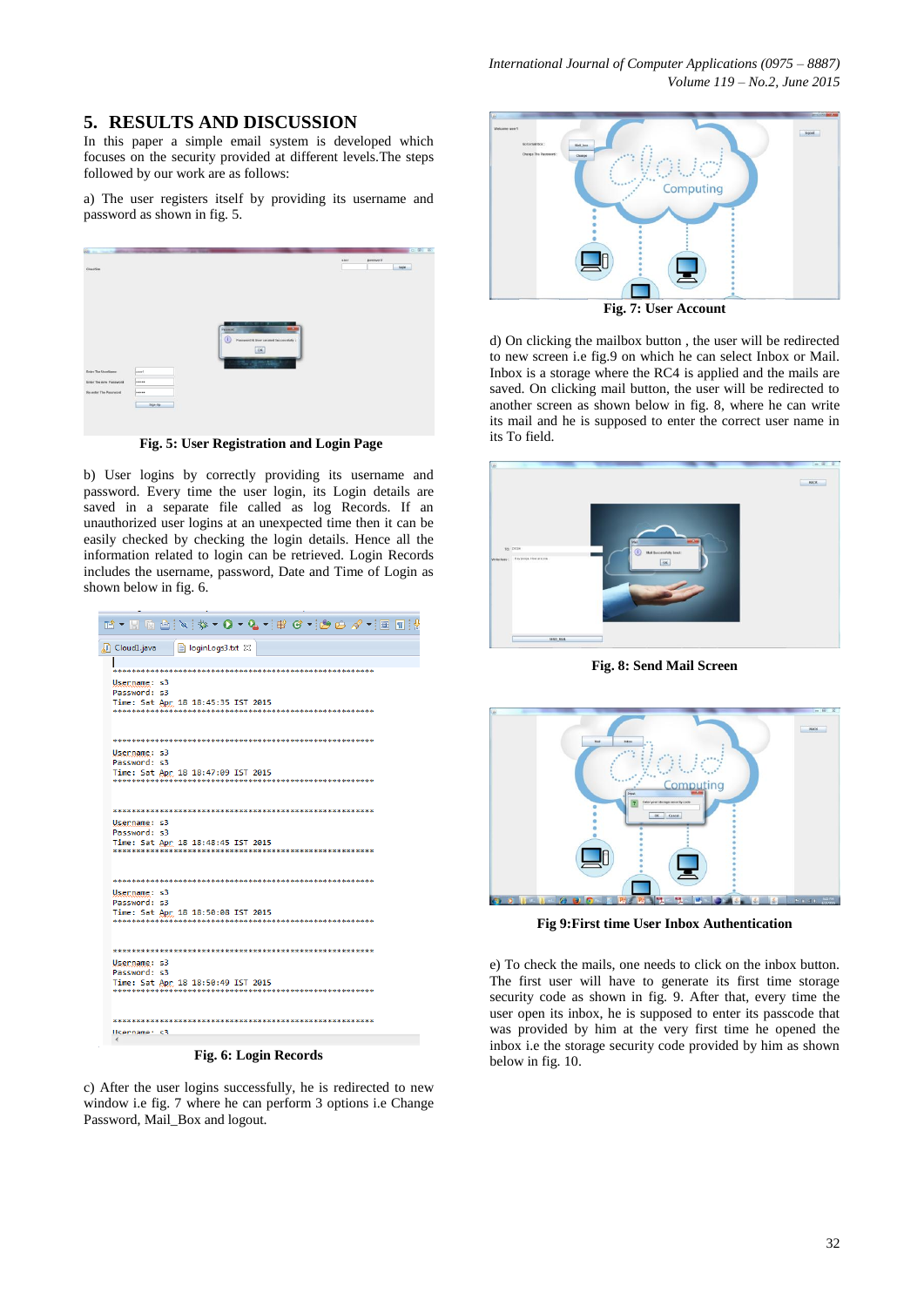## 5. RESULTS AND DISCUSSION

In this paper a simple email system is developed which focuses on the security provided at different levels.The steps followed by our work are as follows:

a) The user registers itself by providing its username and password as shown in fig. 5.

**Fig. 5: User Registration and Login Page**

b) User logins by correctly providing its username and password. Every time the user login, its Login details are saved in a separate file called as log Records. If an unauthorized user logins at an unexpected time then it can be easily checked by checking the login details. Hence all the information related to login can be retrieved. Login Records includes the username, password, Date and Time of Login as shown below in fig. 6.

**Fig. 6: Login Records**

c) After the user logins successfully, he is redirected to new window i.e fig. 7 where he can perform 3 options i.e Change Password, Mail_Box and logout.

**Fig. 7: User Account**

d) On clicking the mailbox button , the user will be redirected to new screen i.e fig.9 on which he can select Inbox or Mail. Inbox is a storage where the RC4 is applied and the mails are saved. On clicking mail button, the user will be redirected to another screen as shown below in fig. 8, where he can write its mail and he is supposed to enter the correct user name in its To field.

**Fig. 8: Send Mail Screen**

**Fig 9:First time User Inbox Authentication**

e) To check the mails, one needs to click on the inbox button. The first user will have to generate its first time storage security code as shown in fig. 9. After that, every time the user open its inbox, he is supposed to enter its passcode that was provided by him at the very first time he opened the inbox i.e the storage security code provided by him as shown below in fig. 10.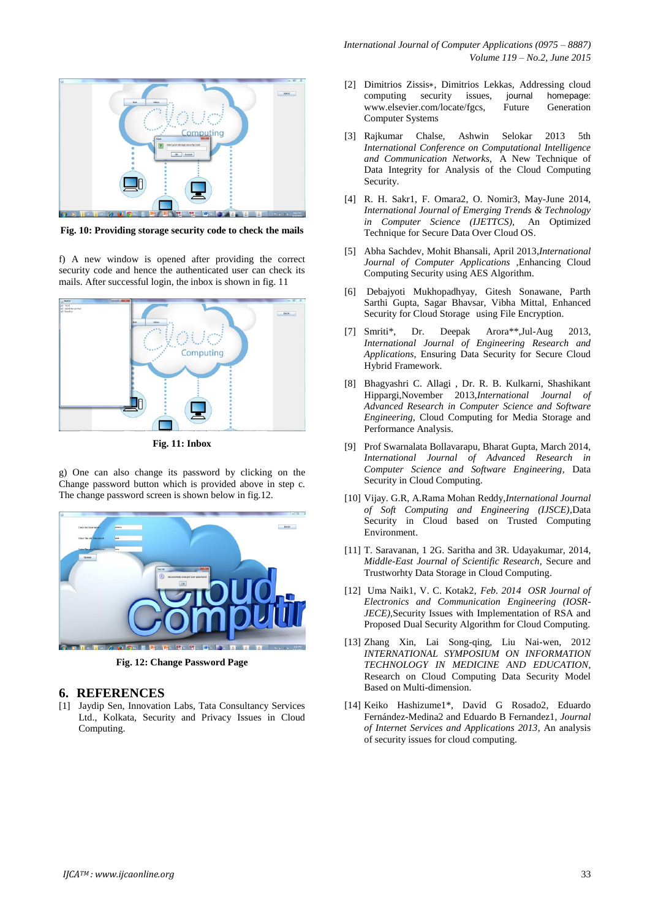Fig. 10: Providing storage security code to check the mails

f) A new window is opened after providing the correct security code and hence the authenticated user can check its mails. After successful login, the inbox is shown in fig. 11

Fig. 11: Inbox

g) One can also change its password by clicking on the Change password button which is provided above in step c. The change password screen is shown below in fig.12.

Fig. 12: Change Password Page

## 6. REFERENCES

[1] Jaydip Sen, Innovation Labs, Tata Consultancy Services Ltd., Kolkata, Security and Privacy Issues in Cloud Computing.

[2] Dimitrios Zissis∗, Dimitrios Lekkas, Addressing cloud computing security issues, journal homepage: www.elsevier.com/locate/fgcs, Future Generation Computer Systems

[3] Rajkumar Chalse, Ashwin Selokar 2013 5th *International Conference on Computational Intelligence and Communication Networks*, A New Technique of Data Integrity for Analysis of the Cloud Computing Security.

[4] R. H. Sakr1, F. Omara2, O. Nomir3, May-June 2014, *International Journal of Emerging Trends & Technology in Computer Science (IJETTCS)*, An Optimized Technique for Secure Data Over Cloud OS.

[5] Abha Sachdev, Mohit Bhansali, April 2013,*International Journal of Computer Applications* ,Enhancing Cloud Computing Security using AES Algorithm.

[6] Debajyoti Mukhopadhyay, Gitesh Sonawane, Parth Sarthi Gupta, Sagar Bhavsar, Vibha Mittal, Enhanced Security for Cloud Storage using File Encryption.

[7] Smriti*, Dr. Deepak Arora**,Jul-Aug 2013, *International Journal of Engineering Research and Applications*, Ensuring Data Security for Secure Cloud Hybrid Framework.

[8] Bhagyashri C. Allagi , Dr. R. B. Kulkarni, Shashikant Hippargi,November 2013,*International Journal of Advanced Research in Computer Science and Software Engineering*, Cloud Computing for Media Storage and Performance Analysis.

[9] Prof Swarnalata Bollavarapu, Bharat Gupta, March 2014, *International Journal of Advanced Research in Computer Science and Software Engineering*, Data Security in Cloud Computing.

[10] Vijay. G.R, A.Rama Mohan Reddy,*International Journal of Soft Computing and Engineering (IJSCE)*,Data Security in Cloud based on Trusted Computing Environment.

[11] T. Saravanan, 1 2G. Saritha and 3R. Udayakumar, 2014, *Middle-East Journal of Scientific Research*, Secure and Trustworhty Data Storage in Cloud Computing.

[12] Uma Naik1, V. C. Kotak2, *Feb. 2014 OSR Journal of Electronics and Communication Engineering (IOSR-JECE)*,Security Issues with Implementation of RSA and Proposed Dual Security Algorithm for Cloud Computing.

[13] Zhang Xin, Lai Song-qing, Liu Nai-wen, 2012 *INTERNATIONAL SYMPOSIUM ON INFORMATION TECHNOLOGY IN MEDICINE AND EDUCATION*, Research on Cloud Computing Data Security Model Based on Multi-dimension.

[14] Keiko Hashizume1*, David G Rosado2, Eduardo Fernández-Medina2 and Eduardo B Fernandez1, *Journal of Internet Services and Applications 2013*, An analysis of security issues for cloud computing.